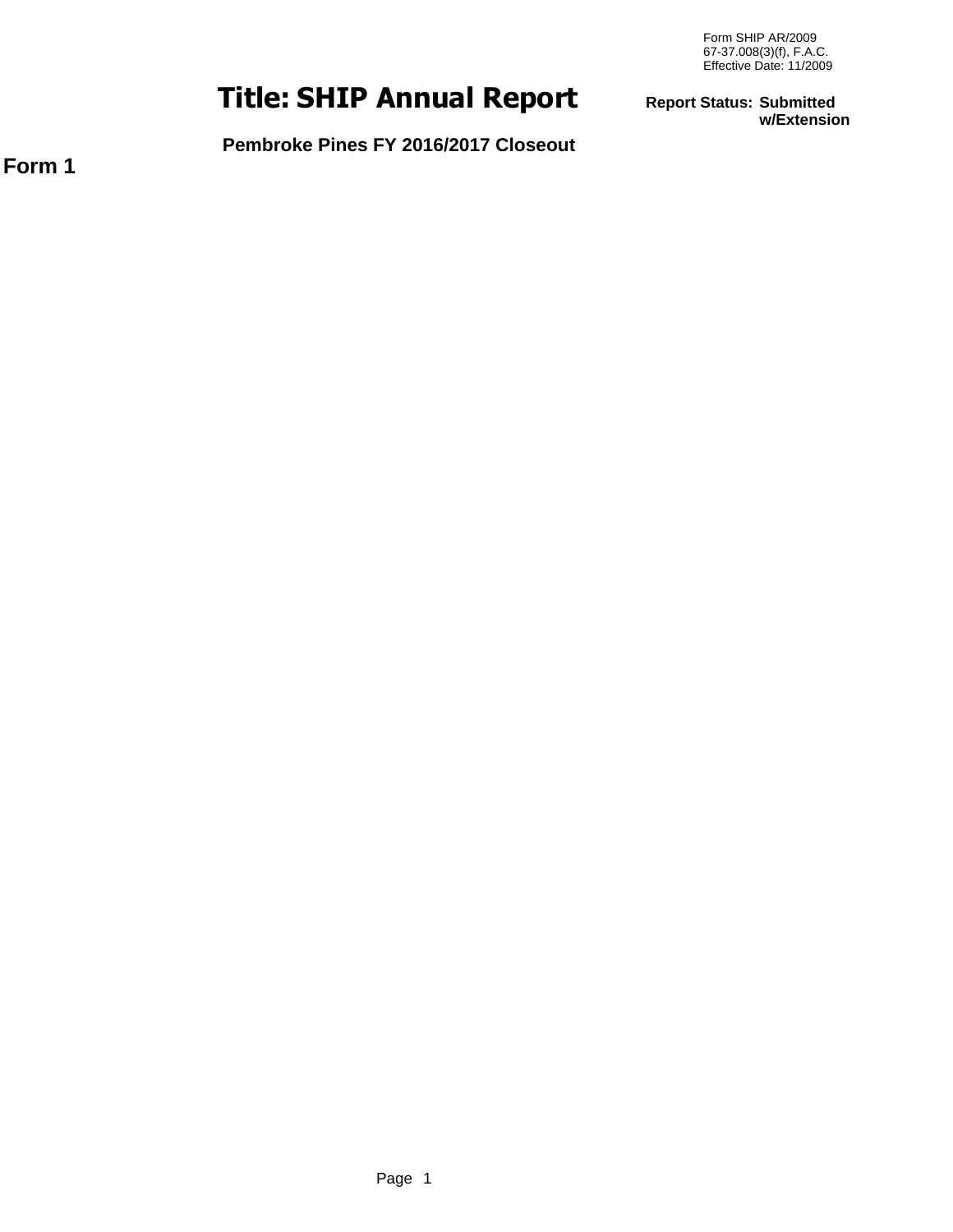Form SHIP AR/2009
67-37.008(3)(f), F.A.C.
Effective Date: 11/2009

# Title: SHIP Annual Report

**Report Status:** **Submitted w/Extension**

**Pembroke Pines FY 2016/2017 Closeout**

## Form 1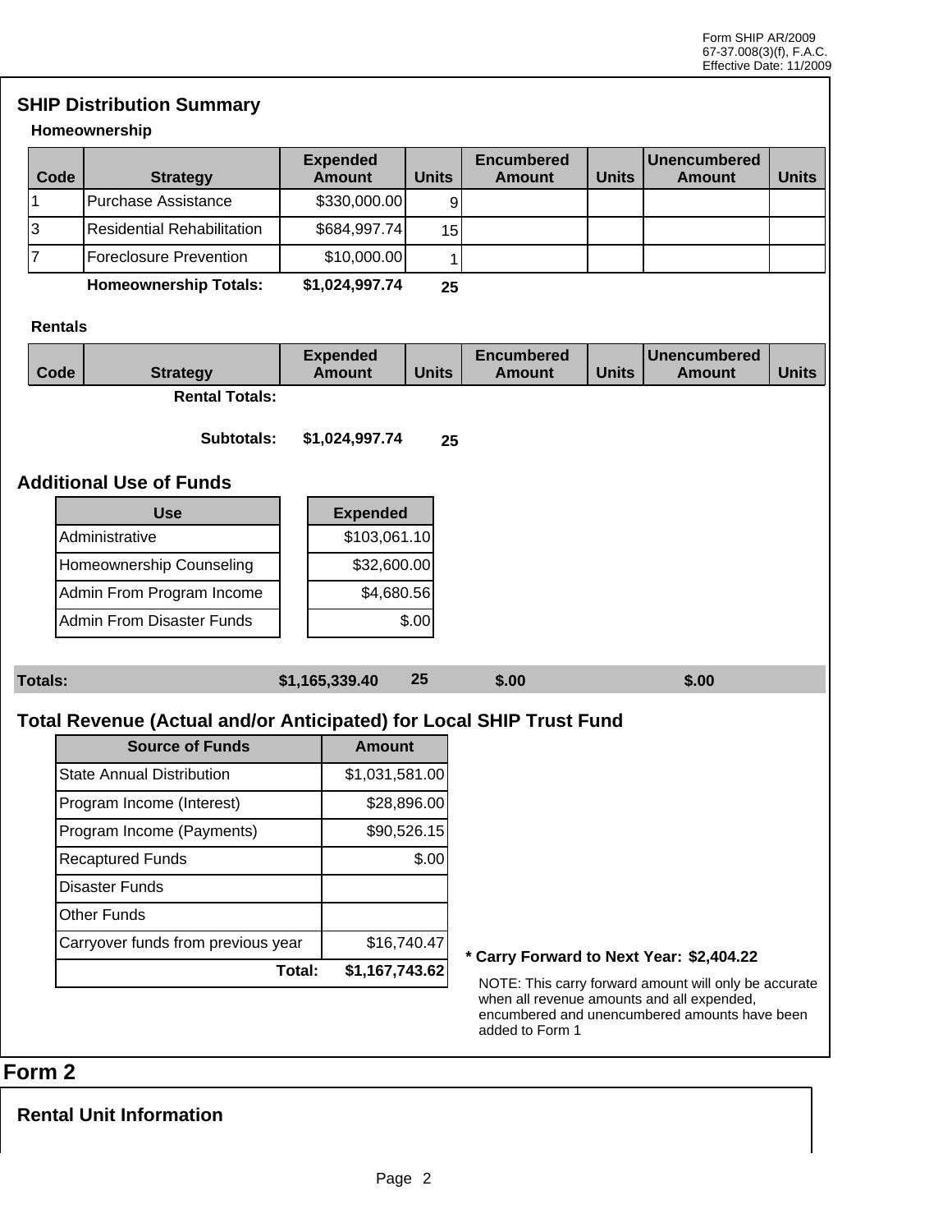Form SHIP AR/2009
67-37.008(3)(f), F.A.C.
Effective Date: 11/2009

## SHIP Distribution Summary

### Homeownership

| Code | Strategy | Expended Amount | Units | Encumbered Amount | Units | Unencumbered Amount | Units |
|---|---|---|---|---|---|---|---|
| 1 | Purchase Assistance | $330,000.00 | 9 | | | | |
| 3 | Residential Rehabilitation | $684,997.74 | 15 | | | | |
| 7 | Foreclosure Prevention | $10,000.00 | 1 | | | | |
| | **Homeownership Totals:** | **$1,024,997.74** | **25** | | | | |

### Rentals

| Code | Strategy | Expended Amount | Units | Encumbered Amount | Units | Unencumbered Amount | Units |
|---|---|---|---|---|---|---|---|
| | **Rental Totals:** | | | | | | |
| | **Subtotals:** | **$1,024,997.74** | **25** | | | | |

## Additional Use of Funds

| Use | Expended |
|---|---|
| Administrative | $103,061.10 |
| Homeownership Counseling | $32,600.00 |
| Admin From Program Income | $4,680.56 |
| Admin From Disaster Funds | $.00 |

| | Expended Amount | Units | Encumbered Amount | Unencumbered Amount |
|---|---|---|---|---|
| **Totals:** | **$1,165,339.40** | **25** | **$.00** | **$.00** |

## Total Revenue (Actual and/or Anticipated) for Local SHIP Trust Fund

| Source of Funds | Amount |
|---|---|
| State Annual Distribution | $1,031,581.00 |
| Program Income (Interest) | $28,896.00 |
| Program Income (Payments) | $90,526.15 |
| Recaptured Funds | $.00 |
| Disaster Funds | |
| Other Funds | |
| Carryover funds from previous year | $16,740.47 |
| **Total:** | **$1,167,743.62** |

**\* Carry Forward to Next Year: $2,404.22**

NOTE: This carry forward amount will only be accurate when all revenue amounts and all expended, encumbered and unencumbered amounts have been added to Form 1

# Form 2

## Rental Unit Information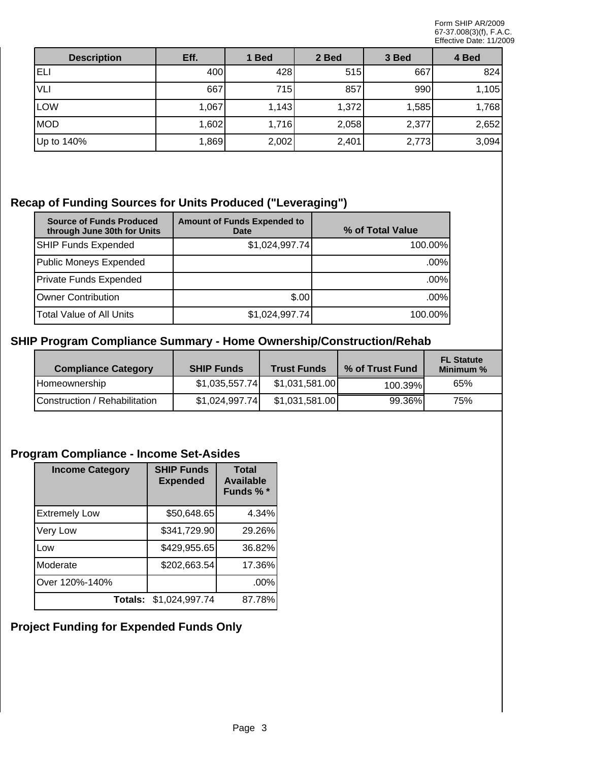| Description | Eff. | 1 Bed | 2 Bed | 3 Bed | 4 Bed |
|---|---|---|---|---|---|
| ELI | 400 | 428 | 515 | 667 | 824 |
| VLI | 667 | 715 | 857 | 990 | 1,105 |
| LOW | 1,067 | 1,143 | 1,372 | 1,585 | 1,768 |
| MOD | 1,602 | 1,716 | 2,058 | 2,377 | 2,652 |
| Up to 140% | 1,869 | 2,002 | 2,401 | 2,773 | 3,094 |

## Recap of Funding Sources for Units Produced ("Leveraging")

| Source of Funds Produced through June 30th for Units | Amount of Funds Expended to Date | % of Total Value |
|---|---|---|
| SHIP Funds Expended | $1,024,997.74 | 100.00% |
| Public Moneys Expended | | .00% |
| Private Funds Expended | | .00% |
| Owner Contribution | $.00 | .00% |
| Total Value of All Units | $1,024,997.74 | 100.00% |

## SHIP Program Compliance Summary - Home Ownership/Construction/Rehab

| Compliance Category | SHIP Funds | Trust Funds | % of Trust Fund | FL Statute Minimum % |
|---|---|---|---|---|
| Homeownership | $1,035,557.74 | $1,031,581.00 | 100.39% | 65% |
| Construction / Rehabilitation | $1,024,997.74 | $1,031,581.00 | 99.36% | 75% |

## Program Compliance - Income Set-Asides

| Income Category | SHIP Funds Expended | Total Available Funds % * |
|---|---|---|
| Extremely Low | $50,648.65 | 4.34% |
| Very Low | $341,729.90 | 29.26% |
| Low | $429,955.65 | 36.82% |
| Moderate | $202,663.54 | 17.36% |
| Over 120%-140% | | .00% |
| **Totals:** | $1,024,997.74 | 87.78% |

## Project Funding for Expended Funds Only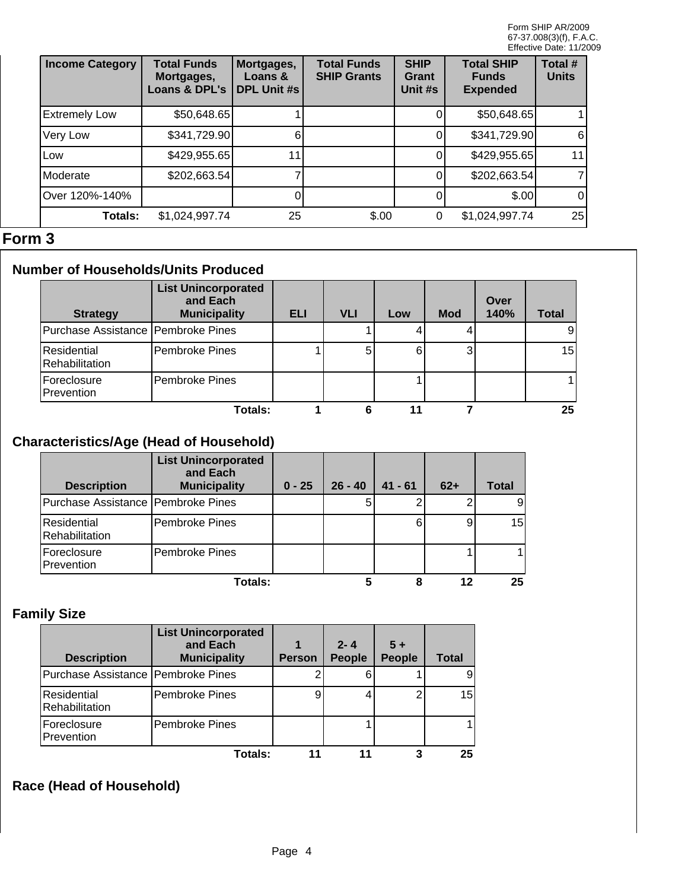| Income Category | Total Funds Mortgages, Loans & DPL's | Mortgages, Loans & DPL Unit #s | Total Funds SHIP Grants | SHIP Grant Unit #s | Total SHIP Funds Expended | Total # Units |
|---|---|---|---|---|---|---|
| Extremely Low | $50,648.65 | 1 | | 0 | $50,648.65 | 1 |
| Very Low | $341,729.90 | 6 | | 0 | $341,729.90 | 6 |
| Low | $429,955.65 | 11 | | 0 | $429,955.65 | 11 |
| Moderate | $202,663.54 | 7 | | 0 | $202,663.54 | 7 |
| Over 120%-140% | | 0 | | 0 | $.00 | 0 |
| **Totals:** | $1,024,997.74 | 25 | $.00 | 0 | $1,024,997.74 | 25 |

# Form 3

## Number of Households/Units Produced

| Strategy | List Unincorporated and Each Municipality | ELI | VLI | Low | Mod | Over 140% | Total |
|---|---|---|---|---|---|---|---|
| Purchase Assistance | Pembroke Pines | | 1 | 4 | 4 | | 9 |
| Residential Rehabilitation | Pembroke Pines | 1 | 5 | 6 | 3 | | 15 |
| Foreclosure Prevention | Pembroke Pines | | | 1 | | | 1 |
| | **Totals:** | **1** | **6** | **11** | **7** | | **25** |

## Characteristics/Age (Head of Household)

| Description | List Unincorporated and Each Municipality | 0 - 25 | 26 - 40 | 41 - 61 | 62+ | Total |
|---|---|---|---|---|---|---|
| Purchase Assistance | Pembroke Pines | | 5 | 2 | 2 | 9 |
| Residential Rehabilitation | Pembroke Pines | | | 6 | 9 | 15 |
| Foreclosure Prevention | Pembroke Pines | | | | 1 | 1 |
| | **Totals:** | | **5** | **8** | **12** | **25** |

## Family Size

| Description | List Unincorporated and Each Municipality | 1 Person | 2- 4 People | 5 + People | Total |
|---|---|---|---|---|---|
| Purchase Assistance | Pembroke Pines | 2 | 6 | 1 | 9 |
| Residential Rehabilitation | Pembroke Pines | 9 | 4 | 2 | 15 |
| Foreclosure Prevention | Pembroke Pines | | 1 | | 1 |
| | **Totals:** | **11** | **11** | **3** | **25** |

## Race (Head of Household)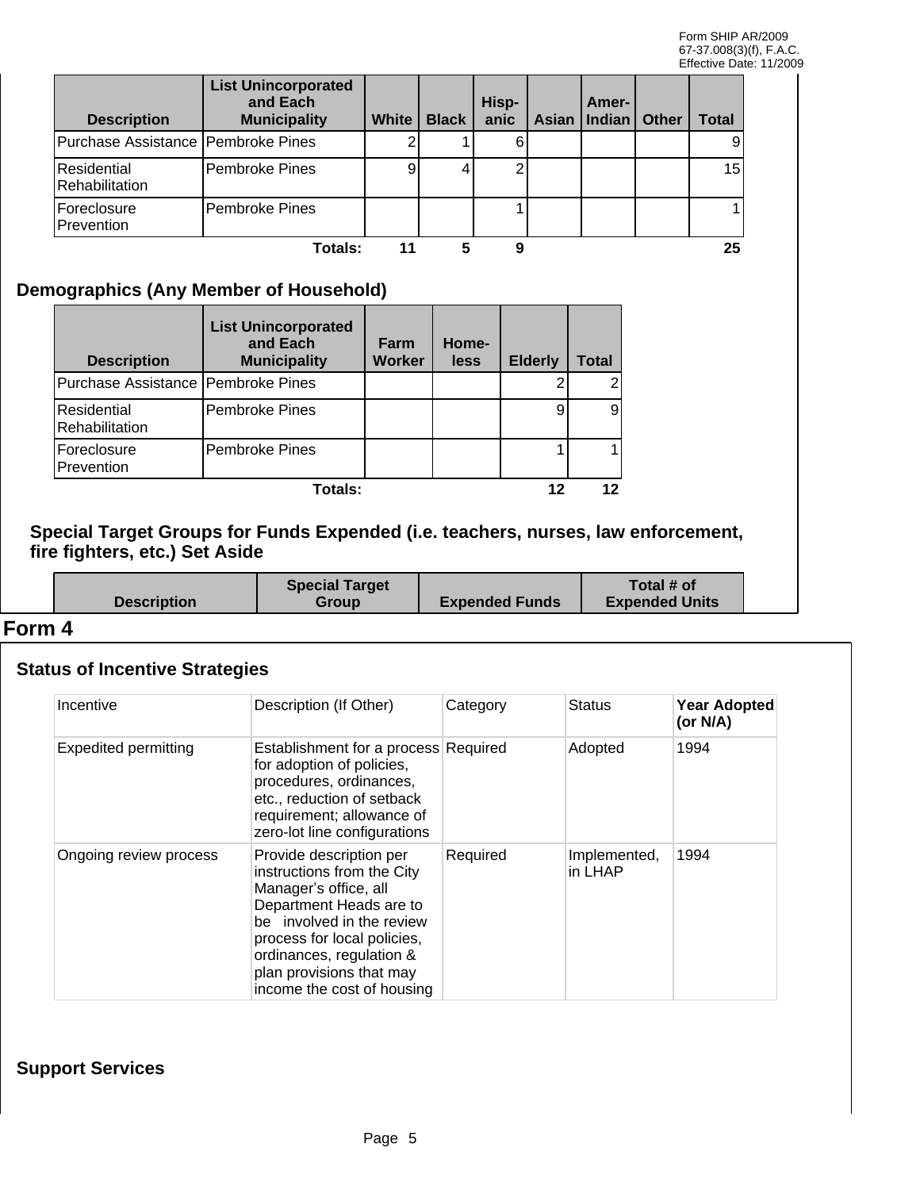| Description | List Unincorporated and Each Municipality | White | Black | Hisp-anic | Asian | Amer-Indian | Other | Total |
|---|---|---|---|---|---|---|---|---|
| Purchase Assistance | Pembroke Pines | 2 | 1 | 6 | | | | 9 |
| Residential Rehabilitation | Pembroke Pines | 9 | 4 | 2 | | | | 15 |
| Foreclosure Prevention | Pembroke Pines | | | 1 | | | | 1 |
| | **Totals:** | **11** | **5** | **9** | | | | **25** |

## Demographics (Any Member of Household)

| Description | List Unincorporated and Each Municipality | Farm Worker | Home-less | Elderly | Total |
|---|---|---|---|---|---|
| Purchase Assistance | Pembroke Pines | | | 2 | 2 |
| Residential Rehabilitation | Pembroke Pines | | | 9 | 9 |
| Foreclosure Prevention | Pembroke Pines | | | 1 | 1 |
| | **Totals:** | | | **12** | **12** |

### Special Target Groups for Funds Expended (i.e. teachers, nurses, law enforcement, fire fighters, etc.) Set Aside

| Description | Special Target Group | Expended Funds | Total # of Expended Units |
|---|---|---|---|

## Form 4

### Status of Incentive Strategies

| Incentive | Description (If Other) | Category | Status | Year Adopted (or N/A) |
|---|---|---|---|---|
| Expedited permitting | Establishment for a process for adoption of policies, procedures, ordinances, etc., reduction of setback requirement; allowance of zero-lot line configurations | Required | Adopted | 1994 |
| Ongoing review process | Provide description per instructions from the City Manager's office, all Department Heads are to be involved in the review process for local policies, ordinances, regulation & plan provisions that may income the cost of housing | Required | Implemented, in LHAP | 1994 |

### Support Services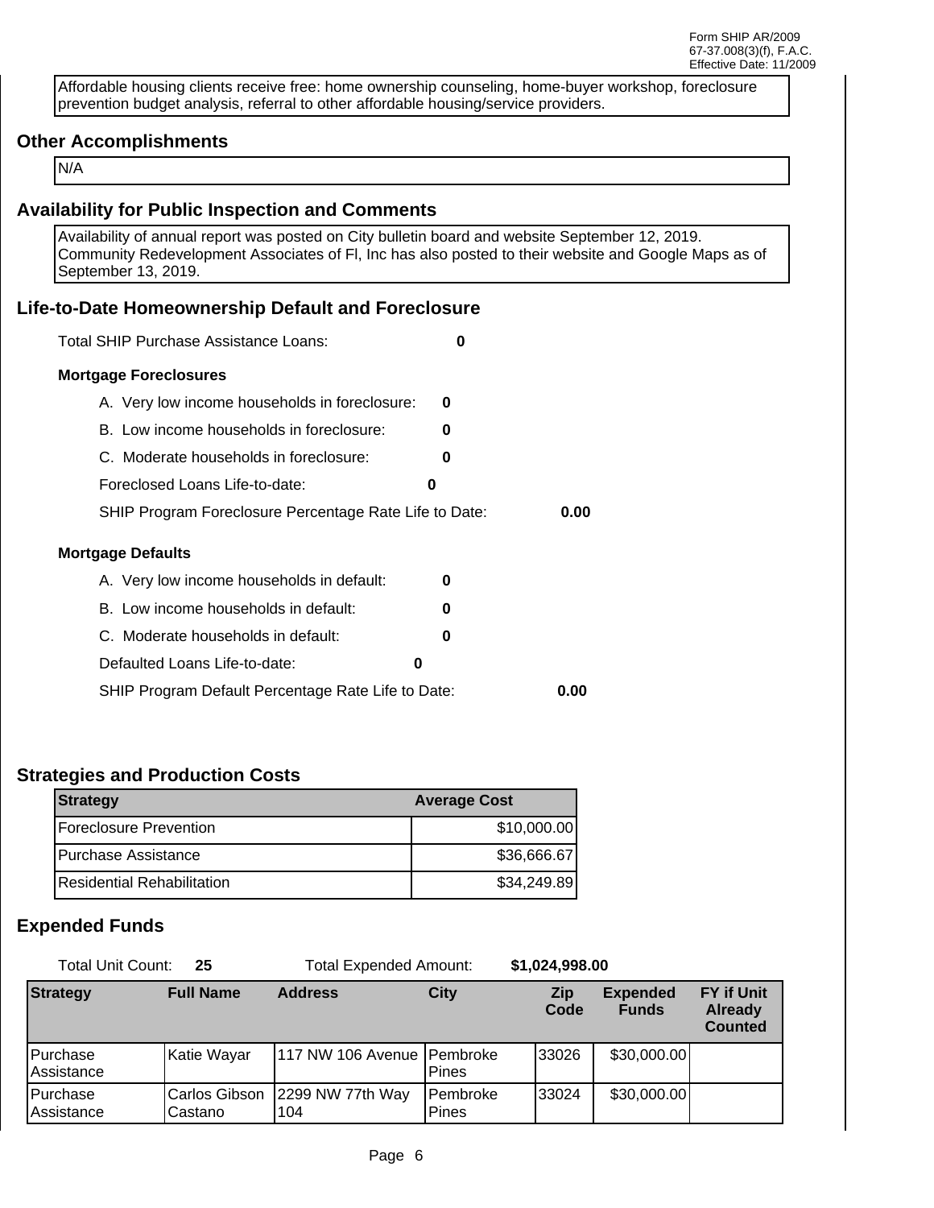Affordable housing clients receive free: home ownership counseling, home-buyer workshop, foreclosure prevention budget analysis, referral to other affordable housing/service providers.

## Other Accomplishments

N/A

## Availability for Public Inspection and Comments

Availability of annual report was posted on City bulletin board and website September 12, 2019. Community Redevelopment Associates of Fl, Inc has also posted to their website and Google Maps as of September 13, 2019.

## Life-to-Date Homeownership Default and Foreclosure

Total SHIP Purchase Assistance Loans: **0**

**Mortgage Foreclosures**

A. Very low income households in foreclosure: **0**

B. Low income households in foreclosure: **0**

C. Moderate households in foreclosure: **0**

Foreclosed Loans Life-to-date: **0**

SHIP Program Foreclosure Percentage Rate Life to Date: **0.00**

**Mortgage Defaults**

A. Very low income households in default: **0**

B. Low income households in default: **0**

C. Moderate households in default: **0**

Defaulted Loans Life-to-date: **0**

SHIP Program Default Percentage Rate Life to Date: **0.00**

## Strategies and Production Costs

| Strategy | Average Cost |
|---|---|
| Foreclosure Prevention | $10,000.00 |
| Purchase Assistance | $36,666.67 |
| Residential Rehabilitation | $34,249.89 |

## Expended Funds

Total Unit Count: **25** Total Expended Amount: **$1,024,998.00**

| Strategy | Full Name | Address | City | Zip Code | Expended Funds | FY if Unit Already Counted |
|---|---|---|---|---|---|---|
| Purchase Assistance | Katie Wayar | 117 NW 106 Avenue | Pembroke Pines | 33026 | $30,000.00 | |
| Purchase Assistance | Carlos Gibson Castano | 2299 NW 77th Way 104 | Pembroke Pines | 33024 | $30,000.00 | |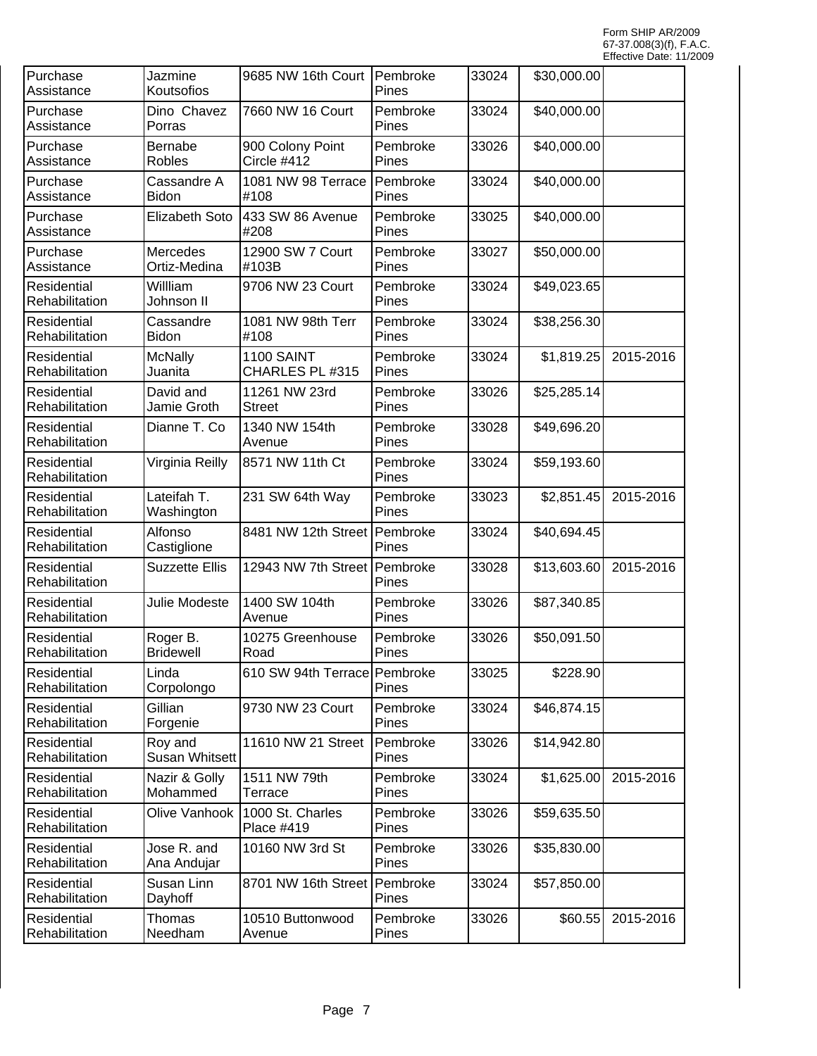| Purchase Assistance | Jazmine Koutsofios | 9685 NW 16th Court | Pembroke Pines | 33024 | $30,000.00 | |
|---|---|---|---|---|---|---|
| Purchase Assistance | Dino Chavez Porras | 7660 NW 16 Court | Pembroke Pines | 33024 | $40,000.00 | |
| Purchase Assistance | Bernabe Robles | 900 Colony Point Circle #412 | Pembroke Pines | 33026 | $40,000.00 | |
| Purchase Assistance | Cassandre A Bidon | 1081 NW 98 Terrace #108 | Pembroke Pines | 33024 | $40,000.00 | |
| Purchase Assistance | Elizabeth Soto | 433 SW 86 Avenue #208 | Pembroke Pines | 33025 | $40,000.00 | |
| Purchase Assistance | Mercedes Ortiz-Medina | 12900 SW 7 Court #103B | Pembroke Pines | 33027 | $50,000.00 | |
| Residential Rehabilitation | Willliam Johnson II | 9706 NW 23 Court | Pembroke Pines | 33024 | $49,023.65 | |
| Residential Rehabilitation | Cassandre Bidon | 1081 NW 98th Terr #108 | Pembroke Pines | 33024 | $38,256.30 | |
| Residential Rehabilitation | McNally Juanita | 1100 SAINT CHARLES PL #315 | Pembroke Pines | 33024 | $1,819.25 | 2015-2016 |
| Residential Rehabilitation | David and Jamie Groth | 11261 NW 23rd Street | Pembroke Pines | 33026 | $25,285.14 | |
| Residential Rehabilitation | Dianne T. Co | 1340 NW 154th Avenue | Pembroke Pines | 33028 | $49,696.20 | |
| Residential Rehabilitation | Virginia Reilly | 8571 NW 11th Ct | Pembroke Pines | 33024 | $59,193.60 | |
| Residential Rehabilitation | Lateifah T. Washington | 231 SW 64th Way | Pembroke Pines | 33023 | $2,851.45 | 2015-2016 |
| Residential Rehabilitation | Alfonso Castiglione | 8481 NW 12th Street | Pembroke Pines | 33024 | $40,694.45 | |
| Residential Rehabilitation | Suzzette Ellis | 12943 NW 7th Street | Pembroke Pines | 33028 | $13,603.60 | 2015-2016 |
| Residential Rehabilitation | Julie Modeste | 1400 SW 104th Avenue | Pembroke Pines | 33026 | $87,340.85 | |
| Residential Rehabilitation | Roger B. Bridewell | 10275 Greenhouse Road | Pembroke Pines | 33026 | $50,091.50 | |
| Residential Rehabilitation | Linda Corpolongo | 610 SW 94th Terrace | Pembroke Pines | 33025 | $228.90 | |
| Residential Rehabilitation | Gillian Forgenie | 9730 NW 23 Court | Pembroke Pines | 33024 | $46,874.15 | |
| Residential Rehabilitation | Roy and Susan Whitsett | 11610 NW 21 Street | Pembroke Pines | 33026 | $14,942.80 | |
| Residential Rehabilitation | Nazir & Golly Mohammed | 1511 NW 79th Terrace | Pembroke Pines | 33024 | $1,625.00 | 2015-2016 |
| Residential Rehabilitation | Olive Vanhook | 1000 St. Charles Place #419 | Pembroke Pines | 33026 | $59,635.50 | |
| Residential Rehabilitation | Jose R. and Ana Andujar | 10160 NW 3rd St | Pembroke Pines | 33026 | $35,830.00 | |
| Residential Rehabilitation | Susan Linn Dayhoff | 8701 NW 16th Street | Pembroke Pines | 33024 | $57,850.00 | |
| Residential Rehabilitation | Thomas Needham | 10510 Buttonwood Avenue | Pembroke Pines | 33026 | $60.55 | 2015-2016 |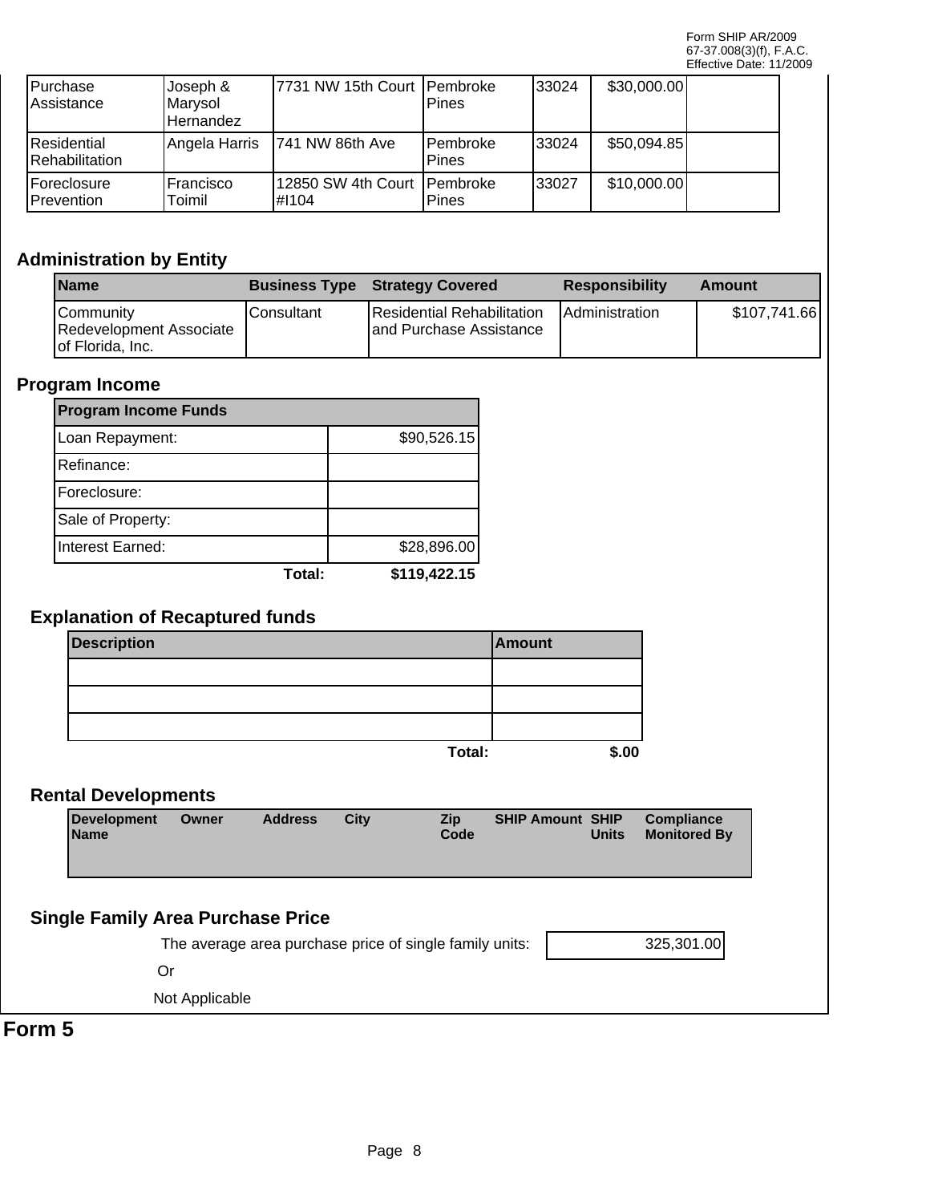| | | | | | | |
|---|---|---|---|---|---|---|
| Purchase Assistance | Joseph & Marysol Hernandez | 7731 NW 15th Court | Pembroke Pines | 33024 | $30,000.00 | |
| Residential Rehabilitation | Angela Harris | 741 NW 86th Ave | Pembroke Pines | 33024 | $50,094.85 | |
| Foreclosure Prevention | Francisco Toimil | 12850 SW 4th Court #I104 | Pembroke Pines | 33027 | $10,000.00 | |

## Administration by Entity

| Name | Business Type | Strategy Covered | Responsibility | Amount |
|---|---|---|---|---|
| Community Redevelopment Associate of Florida, Inc. | Consultant | Residential Rehabilitation and Purchase Assistance | Administration | $107,741.66 |

## Program Income

| Program Income Funds | |
|---|---|
| Loan Repayment: | $90,526.15 |
| Refinance: | |
| Foreclosure: | |
| Sale of Property: | |
| Interest Earned: | $28,896.00 |
| **Total:** | **$119,422.15** |

## Explanation of Recaptured funds

| Description | Amount |
|---|---|
| | |
| | |
| | |
| **Total:** | **$.00** |

## Rental Developments

| Development Name | Owner | Address | City | Zip Code | SHIP Amount | SHIP Units | Compliance Monitored By |
|---|---|---|---|---|---|---|---|

## Single Family Area Purchase Price

The average area purchase price of single family units: 325,301.00

Or

Not Applicable

# Form 5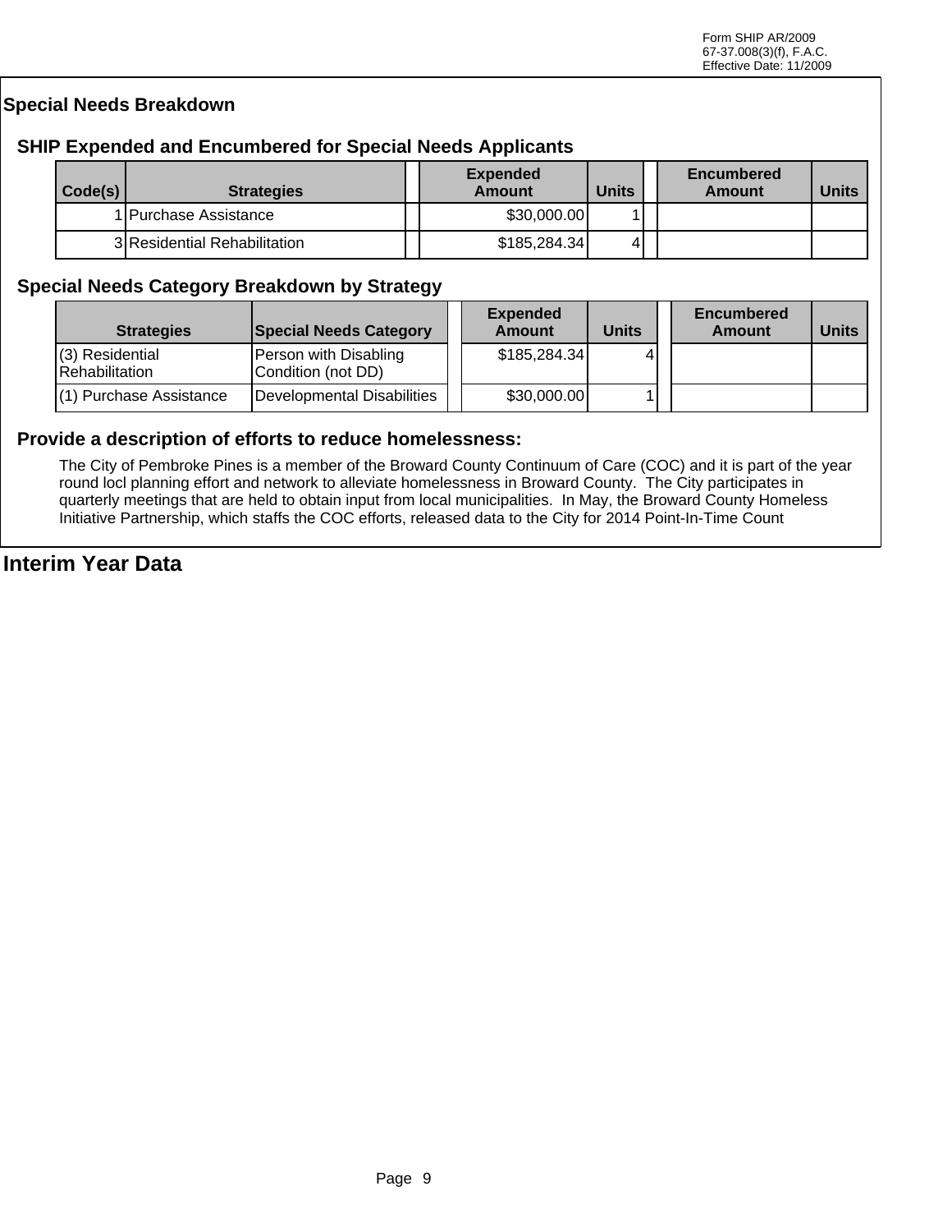Form SHIP AR/2009
67-37.008(3)(f), F.A.C.
Effective Date: 11/2009

## Special Needs Breakdown

### SHIP Expended and Encumbered for Special Needs Applicants

| Code(s) | Strategies | Expended Amount | Units | Encumbered Amount | Units |
|---|---|---|---|---|---|
| 1 | Purchase Assistance | $30,000.00 | 1 | | |
| 3 | Residential Rehabilitation | $185,284.34 | 4 | | |

### Special Needs Category Breakdown by Strategy

| Strategies | Special Needs Category | Expended Amount | Units | Encumbered Amount | Units |
|---|---|---|---|---|---|
| (3) Residential Rehabilitation | Person with Disabling Condition (not DD) | $185,284.34 | 4 | | |
| (1) Purchase Assistance | Developmental Disabilities | $30,000.00 | 1 | | |

### Provide a description of efforts to reduce homelessness:

The City of Pembroke Pines is a member of the Broward County Continuum of Care (COC) and it is part of the year round locl planning effort and network to alleviate homelessness in Broward County. The City participates in quarterly meetings that are held to obtain input from local municipalities. In May, the Broward County Homeless Initiative Partnership, which staffs the COC efforts, released data to the City for 2014 Point-In-Time Count

## Interim Year Data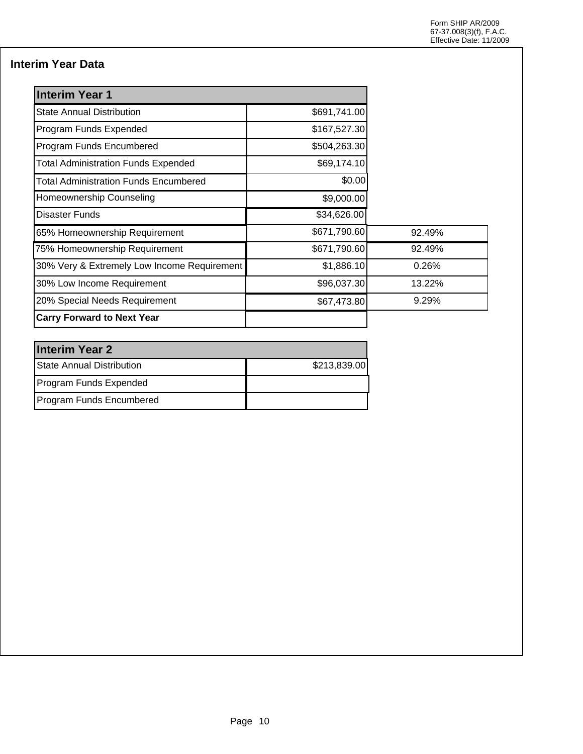Form SHIP AR/2009
67-37.008(3)(f), F.A.C.
Effective Date: 11/2009

## Interim Year Data

| Interim Year 1 | | |
|---|---|---|
| State Annual Distribution | $691,741.00 | |
| Program Funds Expended | $167,527.30 | |
| Program Funds Encumbered | $504,263.30 | |
| Total Administration Funds Expended | $69,174.10 | |
| Total Administration Funds Encumbered | $0.00 | |
| Homeownership Counseling | $9,000.00 | |
| Disaster Funds | $34,626.00 | |
| 65% Homeownership Requirement | $671,790.60 | 92.49% |
| 75% Homeownership Requirement | $671,790.60 | 92.49% |
| 30% Very & Extremely Low Income Requirement | $1,886.10 | 0.26% |
| 30% Low Income Requirement | $96,037.30 | 13.22% |
| 20% Special Needs Requirement | $67,473.80 | 9.29% |
| **Carry Forward to Next Year** | | |

| Interim Year 2 | |
|---|---|
| State Annual Distribution | $213,839.00 |
| Program Funds Expended | |
| Program Funds Encumbered | |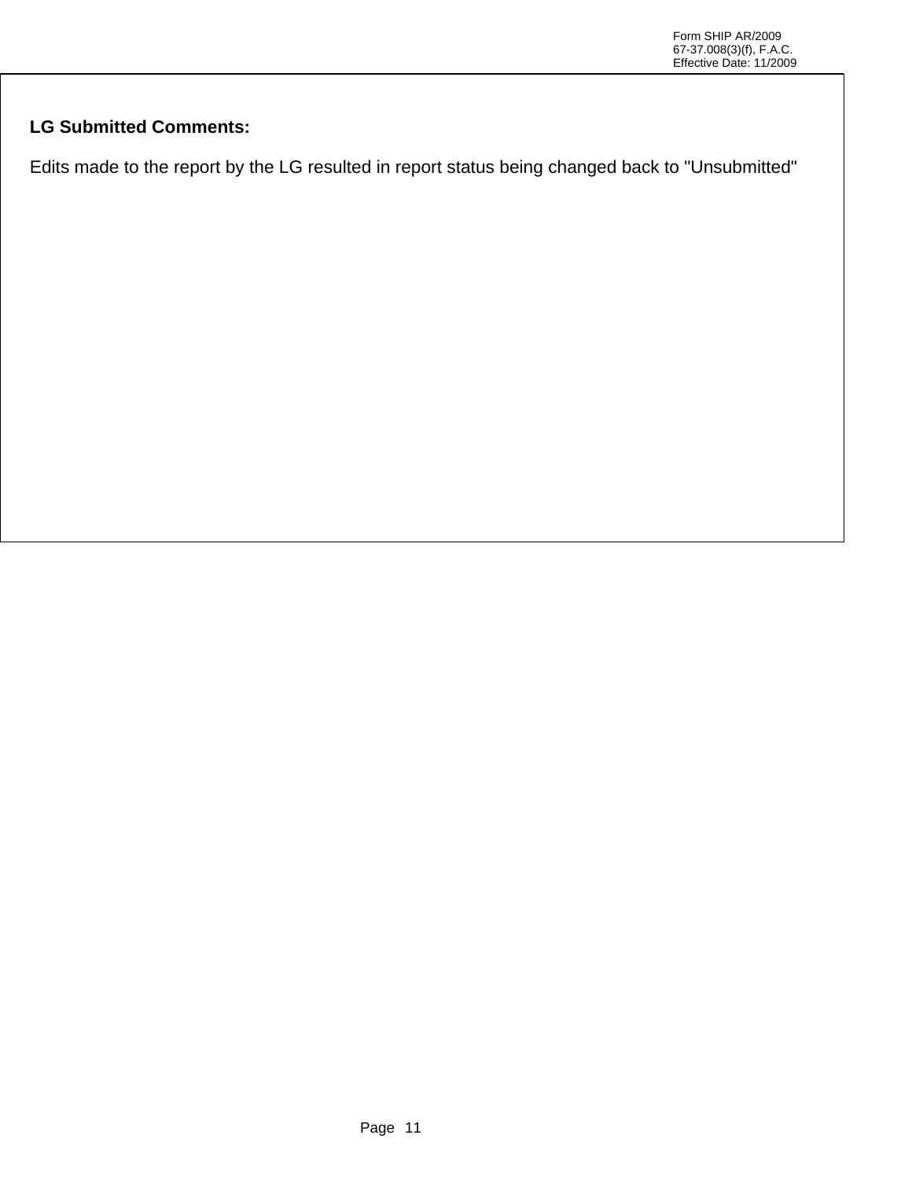**LG Submitted Comments:**

Edits made to the report by the LG resulted in report status being changed back to "Unsubmitted"